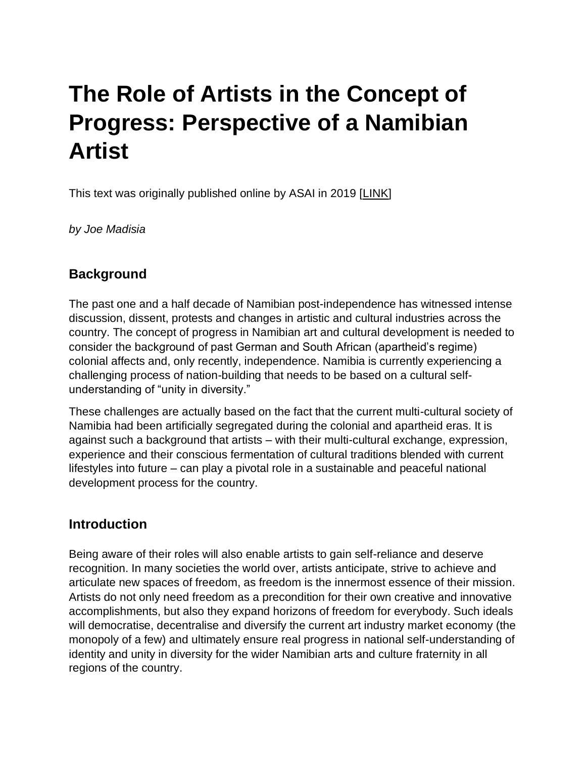# The Role of Artists in the Concept of Progress: Perspective of a Namibian Artist

This text was originally published online by ASAI in 2019 [LINK]

*by Joe Madisia*

## Background

The past one and a half decade of Namibian post-independence has witnessed intense discussion, dissent, protests and changes in artistic and cultural industries across the country. The concept of progress in Namibian art and cultural development is needed to consider the background of past German and South African (apartheid's regime) colonial affects and, only recently, independence. Namibia is currently experiencing a challenging process of nation-building that needs to be based on a cultural self-understanding of "unity in diversity."

These challenges are actually based on the fact that the current multi-cultural society of Namibia had been artificially segregated during the colonial and apartheid eras. It is against such a background that artists – with their multi-cultural exchange, expression, experience and their conscious fermentation of cultural traditions blended with current lifestyles into future – can play a pivotal role in a sustainable and peaceful national development process for the country.

## Introduction

Being aware of their roles will also enable artists to gain self-reliance and deserve recognition. In many societies the world over, artists anticipate, strive to achieve and articulate new spaces of freedom, as freedom is the innermost essence of their mission. Artists do not only need freedom as a precondition for their own creative and innovative accomplishments, but also they expand horizons of freedom for everybody. Such ideals will democratise, decentralise and diversify the current art industry market economy (the monopoly of a few) and ultimately ensure real progress in national self-understanding of identity and unity in diversity for the wider Namibian arts and culture fraternity in all regions of the country.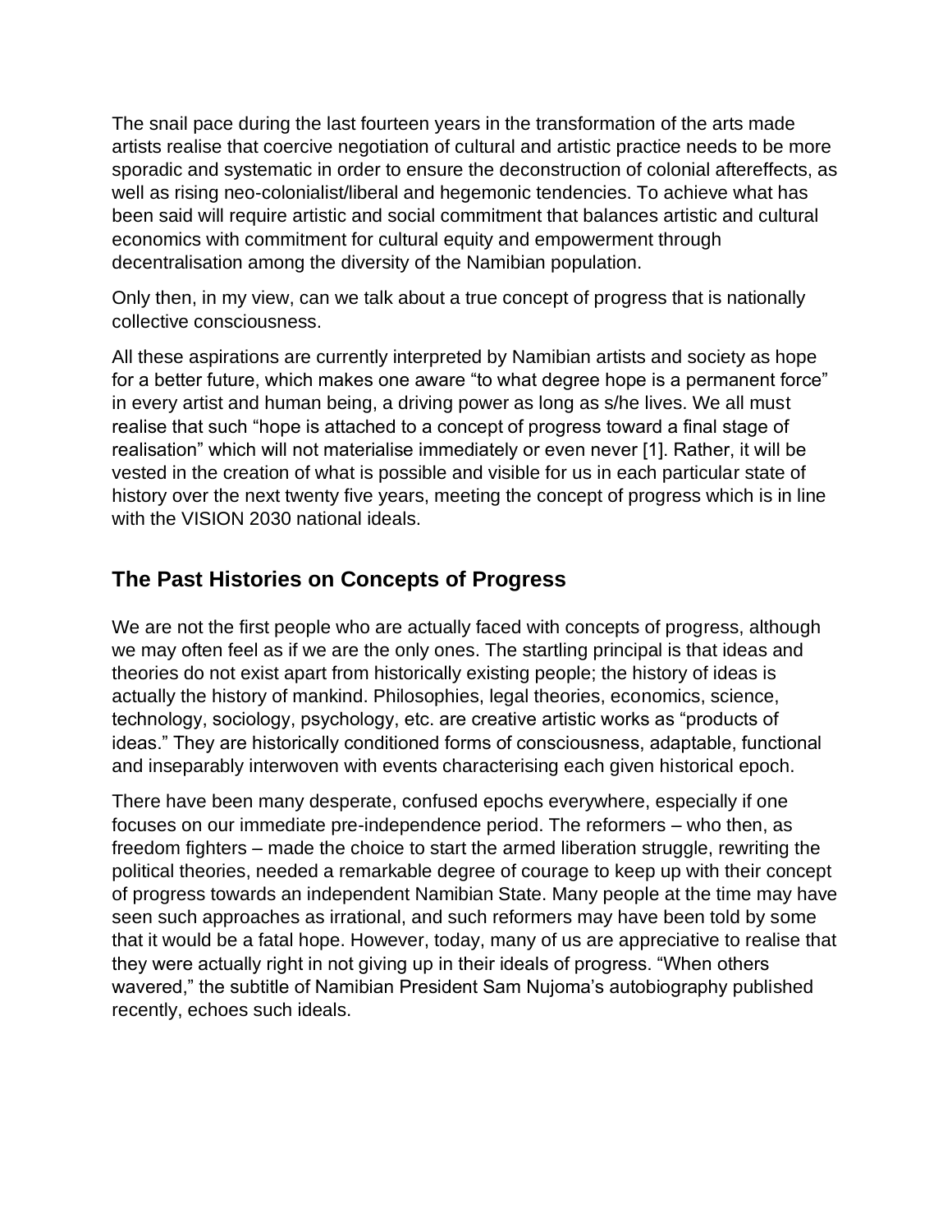The snail pace during the last fourteen years in the transformation of the arts made artists realise that coercive negotiation of cultural and artistic practice needs to be more sporadic and systematic in order to ensure the deconstruction of colonial aftereffects, as well as rising neo-colonialist/liberal and hegemonic tendencies. To achieve what has been said will require artistic and social commitment that balances artistic and cultural economics with commitment for cultural equity and empowerment through decentralisation among the diversity of the Namibian population.

Only then, in my view, can we talk about a true concept of progress that is nationally collective consciousness.

All these aspirations are currently interpreted by Namibian artists and society as hope for a better future, which makes one aware "to what degree hope is a permanent force" in every artist and human being, a driving power as long as s/he lives. We all must realise that such "hope is attached to a concept of progress toward a final stage of realisation" which will not materialise immediately or even never [1]. Rather, it will be vested in the creation of what is possible and visible for us in each particular state of history over the next twenty five years, meeting the concept of progress which is in line with the VISION 2030 national ideals.

## The Past Histories on Concepts of Progress

We are not the first people who are actually faced with concepts of progress, although we may often feel as if we are the only ones. The startling principal is that ideas and theories do not exist apart from historically existing people; the history of ideas is actually the history of mankind. Philosophies, legal theories, economics, science, technology, sociology, psychology, etc. are creative artistic works as "products of ideas." They are historically conditioned forms of consciousness, adaptable, functional and inseparably interwoven with events characterising each given historical epoch.

There have been many desperate, confused epochs everywhere, especially if one focuses on our immediate pre-independence period. The reformers – who then, as freedom fighters – made the choice to start the armed liberation struggle, rewriting the political theories, needed a remarkable degree of courage to keep up with their concept of progress towards an independent Namibian State. Many people at the time may have seen such approaches as irrational, and such reformers may have been told by some that it would be a fatal hope. However, today, many of us are appreciative to realise that they were actually right in not giving up in their ideals of progress. "When others wavered," the subtitle of Namibian President Sam Nujoma's autobiography published recently, echoes such ideals.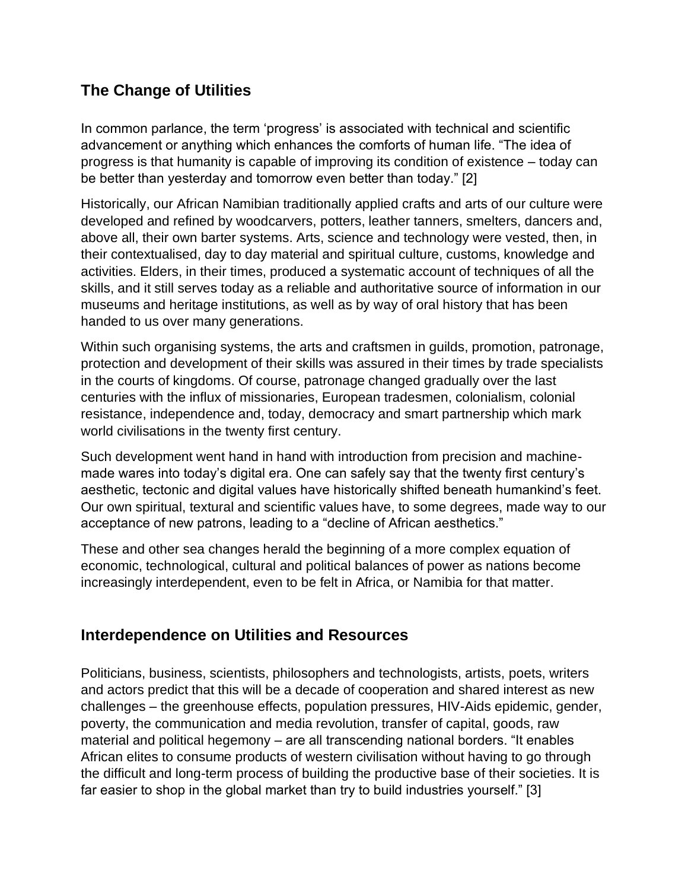## The Change of Utilities

In common parlance, the term 'progress' is associated with technical and scientific advancement or anything which enhances the comforts of human life. "The idea of progress is that humanity is capable of improving its condition of existence – today can be better than yesterday and tomorrow even better than today." [2]

Historically, our African Namibian traditionally applied crafts and arts of our culture were developed and refined by woodcarvers, potters, leather tanners, smelters, dancers and, above all, their own barter systems. Arts, science and technology were vested, then, in their contextualised, day to day material and spiritual culture, customs, knowledge and activities. Elders, in their times, produced a systematic account of techniques of all the skills, and it still serves today as a reliable and authoritative source of information in our museums and heritage institutions, as well as by way of oral history that has been handed to us over many generations.

Within such organising systems, the arts and craftsmen in guilds, promotion, patronage, protection and development of their skills was assured in their times by trade specialists in the courts of kingdoms. Of course, patronage changed gradually over the last centuries with the influx of missionaries, European tradesmen, colonialism, colonial resistance, independence and, today, democracy and smart partnership which mark world civilisations in the twenty first century.

Such development went hand in hand with introduction from precision and machine-made wares into today's digital era. One can safely say that the twenty first century's aesthetic, tectonic and digital values have historically shifted beneath humankind's feet. Our own spiritual, textural and scientific values have, to some degrees, made way to our acceptance of new patrons, leading to a "decline of African aesthetics."

These and other sea changes herald the beginning of a more complex equation of economic, technological, cultural and political balances of power as nations become increasingly interdependent, even to be felt in Africa, or Namibia for that matter.

## Interdependence on Utilities and Resources

Politicians, business, scientists, philosophers and technologists, artists, poets, writers and actors predict that this will be a decade of cooperation and shared interest as new challenges – the greenhouse effects, population pressures, HIV-Aids epidemic, gender, poverty, the communication and media revolution, transfer of capital, goods, raw material and political hegemony – are all transcending national borders. "It enables African elites to consume products of western civilisation without having to go through the difficult and long-term process of building the productive base of their societies. It is far easier to shop in the global market than try to build industries yourself." [3]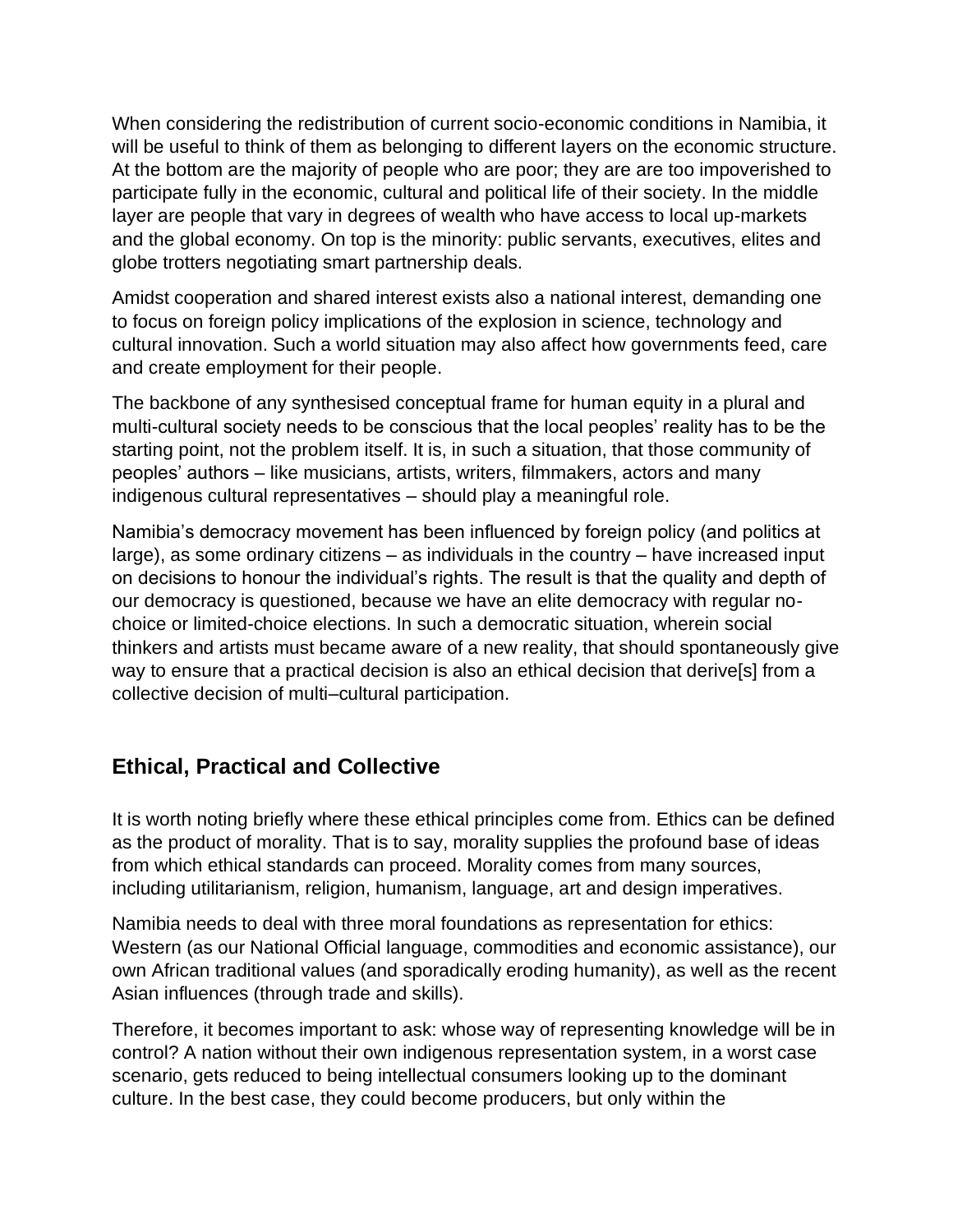When considering the redistribution of current socio-economic conditions in Namibia, it will be useful to think of them as belonging to different layers on the economic structure. At the bottom are the majority of people who are poor; they are are too impoverished to participate fully in the economic, cultural and political life of their society. In the middle layer are people that vary in degrees of wealth who have access to local up-markets and the global economy. On top is the minority: public servants, executives, elites and globe trotters negotiating smart partnership deals.

Amidst cooperation and shared interest exists also a national interest, demanding one to focus on foreign policy implications of the explosion in science, technology and cultural innovation. Such a world situation may also affect how governments feed, care and create employment for their people.

The backbone of any synthesised conceptual frame for human equity in a plural and multi-cultural society needs to be conscious that the local peoples' reality has to be the starting point, not the problem itself. It is, in such a situation, that those community of peoples' authors – like musicians, artists, writers, filmmakers, actors and many indigenous cultural representatives – should play a meaningful role.

Namibia's democracy movement has been influenced by foreign policy (and politics at large), as some ordinary citizens – as individuals in the country – have increased input on decisions to honour the individual's rights. The result is that the quality and depth of our democracy is questioned, because we have an elite democracy with regular no-choice or limited-choice elections. In such a democratic situation, wherein social thinkers and artists must became aware of a new reality, that should spontaneously give way to ensure that a practical decision is also an ethical decision that derive[s] from a collective decision of multi–cultural participation.

## Ethical, Practical and Collective

It is worth noting briefly where these ethical principles come from. Ethics can be defined as the product of morality. That is to say, morality supplies the profound base of ideas from which ethical standards can proceed. Morality comes from many sources, including utilitarianism, religion, humanism, language, art and design imperatives.

Namibia needs to deal with three moral foundations as representation for ethics: Western (as our National Official language, commodities and economic assistance), our own African traditional values (and sporadically eroding humanity), as well as the recent Asian influences (through trade and skills).

Therefore, it becomes important to ask: whose way of representing knowledge will be in control? A nation without their own indigenous representation system, in a worst case scenario, gets reduced to being intellectual consumers looking up to the dominant culture. In the best case, they could become producers, but only within the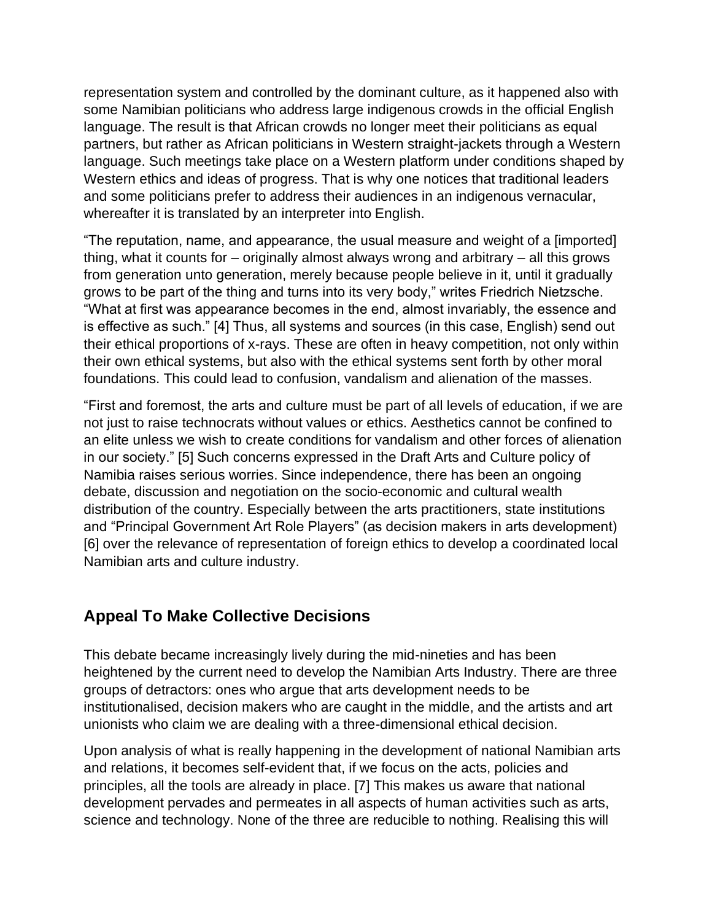representation system and controlled by the dominant culture, as it happened also with some Namibian politicians who address large indigenous crowds in the official English language. The result is that African crowds no longer meet their politicians as equal partners, but rather as African politicians in Western straight-jackets through a Western language. Such meetings take place on a Western platform under conditions shaped by Western ethics and ideas of progress. That is why one notices that traditional leaders and some politicians prefer to address their audiences in an indigenous vernacular, whereafter it is translated by an interpreter into English.

"The reputation, name, and appearance, the usual measure and weight of a [imported] thing, what it counts for – originally almost always wrong and arbitrary – all this grows from generation unto generation, merely because people believe in it, until it gradually grows to be part of the thing and turns into its very body," writes Friedrich Nietzsche. "What at first was appearance becomes in the end, almost invariably, the essence and is effective as such." [4] Thus, all systems and sources (in this case, English) send out their ethical proportions of x-rays. These are often in heavy competition, not only within their own ethical systems, but also with the ethical systems sent forth by other moral foundations. This could lead to confusion, vandalism and alienation of the masses.

"First and foremost, the arts and culture must be part of all levels of education, if we are not just to raise technocrats without values or ethics. Aesthetics cannot be confined to an elite unless we wish to create conditions for vandalism and other forces of alienation in our society." [5] Such concerns expressed in the Draft Arts and Culture policy of Namibia raises serious worries. Since independence, there has been an ongoing debate, discussion and negotiation on the socio-economic and cultural wealth distribution of the country. Especially between the arts practitioners, state institutions and "Principal Government Art Role Players" (as decision makers in arts development) [6] over the relevance of representation of foreign ethics to develop a coordinated local Namibian arts and culture industry.

## Appeal To Make Collective Decisions

This debate became increasingly lively during the mid-nineties and has been heightened by the current need to develop the Namibian Arts Industry. There are three groups of detractors: ones who argue that arts development needs to be institutionalised, decision makers who are caught in the middle, and the artists and art unionists who claim we are dealing with a three-dimensional ethical decision.

Upon analysis of what is really happening in the development of national Namibian arts and relations, it becomes self-evident that, if we focus on the acts, policies and principles, all the tools are already in place. [7] This makes us aware that national development pervades and permeates in all aspects of human activities such as arts, science and technology. None of the three are reducible to nothing. Realising this will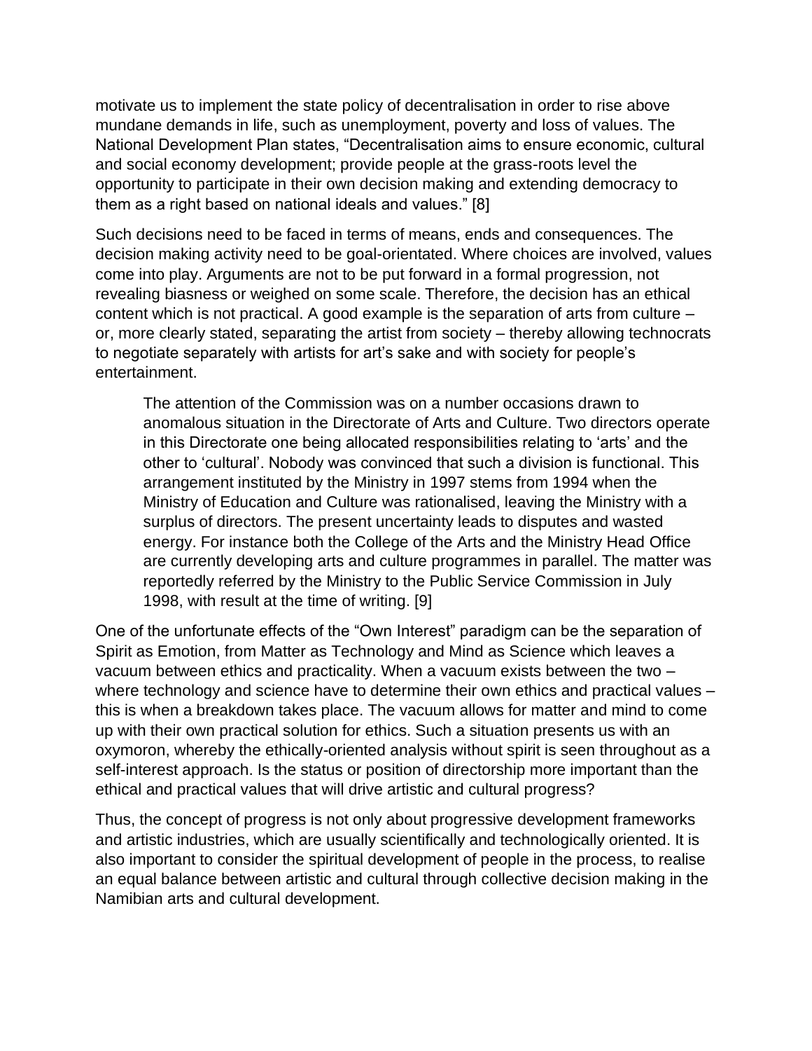motivate us to implement the state policy of decentralisation in order to rise above mundane demands in life, such as unemployment, poverty and loss of values. The National Development Plan states, "Decentralisation aims to ensure economic, cultural and social economy development; provide people at the grass-roots level the opportunity to participate in their own decision making and extending democracy to them as a right based on national ideals and values." [8]

Such decisions need to be faced in terms of means, ends and consequences. The decision making activity need to be goal-orientated. Where choices are involved, values come into play. Arguments are not to be put forward in a formal progression, not revealing biasness or weighed on some scale. Therefore, the decision has an ethical content which is not practical. A good example is the separation of arts from culture – or, more clearly stated, separating the artist from society – thereby allowing technocrats to negotiate separately with artists for art's sake and with society for people's entertainment.

> The attention of the Commission was on a number occasions drawn to anomalous situation in the Directorate of Arts and Culture. Two directors operate in this Directorate one being allocated responsibilities relating to 'arts' and the other to 'cultural'. Nobody was convinced that such a division is functional. This arrangement instituted by the Ministry in 1997 stems from 1994 when the Ministry of Education and Culture was rationalised, leaving the Ministry with a surplus of directors. The present uncertainty leads to disputes and wasted energy. For instance both the College of the Arts and the Ministry Head Office are currently developing arts and culture programmes in parallel. The matter was reportedly referred by the Ministry to the Public Service Commission in July 1998, with result at the time of writing. [9]

One of the unfortunate effects of the "Own Interest" paradigm can be the separation of Spirit as Emotion, from Matter as Technology and Mind as Science which leaves a vacuum between ethics and practicality. When a vacuum exists between the two – where technology and science have to determine their own ethics and practical values – this is when a breakdown takes place. The vacuum allows for matter and mind to come up with their own practical solution for ethics. Such a situation presents us with an oxymoron, whereby the ethically-oriented analysis without spirit is seen throughout as a self-interest approach. Is the status or position of directorship more important than the ethical and practical values that will drive artistic and cultural progress?

Thus, the concept of progress is not only about progressive development frameworks and artistic industries, which are usually scientifically and technologically oriented. It is also important to consider the spiritual development of people in the process, to realise an equal balance between artistic and cultural through collective decision making in the Namibian arts and cultural development.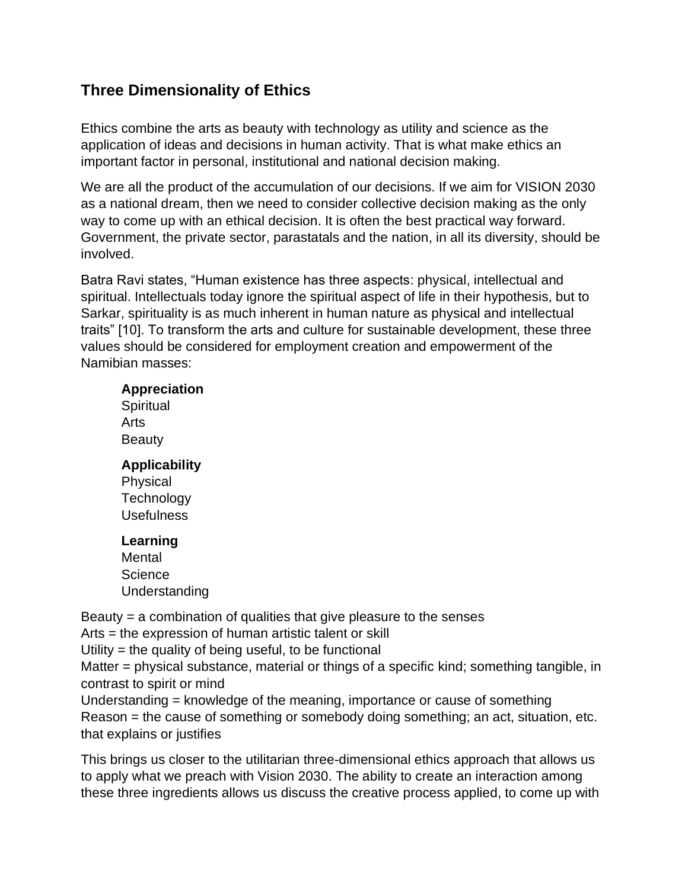## Three Dimensionality of Ethics

Ethics combine the arts as beauty with technology as utility and science as the application of ideas and decisions in human activity. That is what make ethics an important factor in personal, institutional and national decision making.

We are all the product of the accumulation of our decisions. If we aim for VISION 2030 as a national dream, then we need to consider collective decision making as the only way to come up with an ethical decision. It is often the best practical way forward. Government, the private sector, parastatals and the nation, in all its diversity, should be involved.

Batra Ravi states, “Human existence has three aspects: physical, intellectual and spiritual. Intellectuals today ignore the spiritual aspect of life in their hypothesis, but to Sarkar, spirituality is as much inherent in human nature as physical and intellectual traits” [10]. To transform the arts and culture for sustainable development, these three values should be considered for employment creation and empowerment of the Namibian masses:

**Appreciation**
Spiritual
Arts
Beauty

**Applicability**
Physical
Technology
Usefulness

**Learning**
Mental
Science
Understanding

Beauty = a combination of qualities that give pleasure to the senses
Arts = the expression of human artistic talent or skill
Utility = the quality of being useful, to be functional
Matter = physical substance, material or things of a specific kind; something tangible, in contrast to spirit or mind
Understanding = knowledge of the meaning, importance or cause of something
Reason = the cause of something or somebody doing something; an act, situation, etc. that explains or justifies

This brings us closer to the utilitarian three-dimensional ethics approach that allows us to apply what we preach with Vision 2030. The ability to create an interaction among these three ingredients allows us discuss the creative process applied, to come up with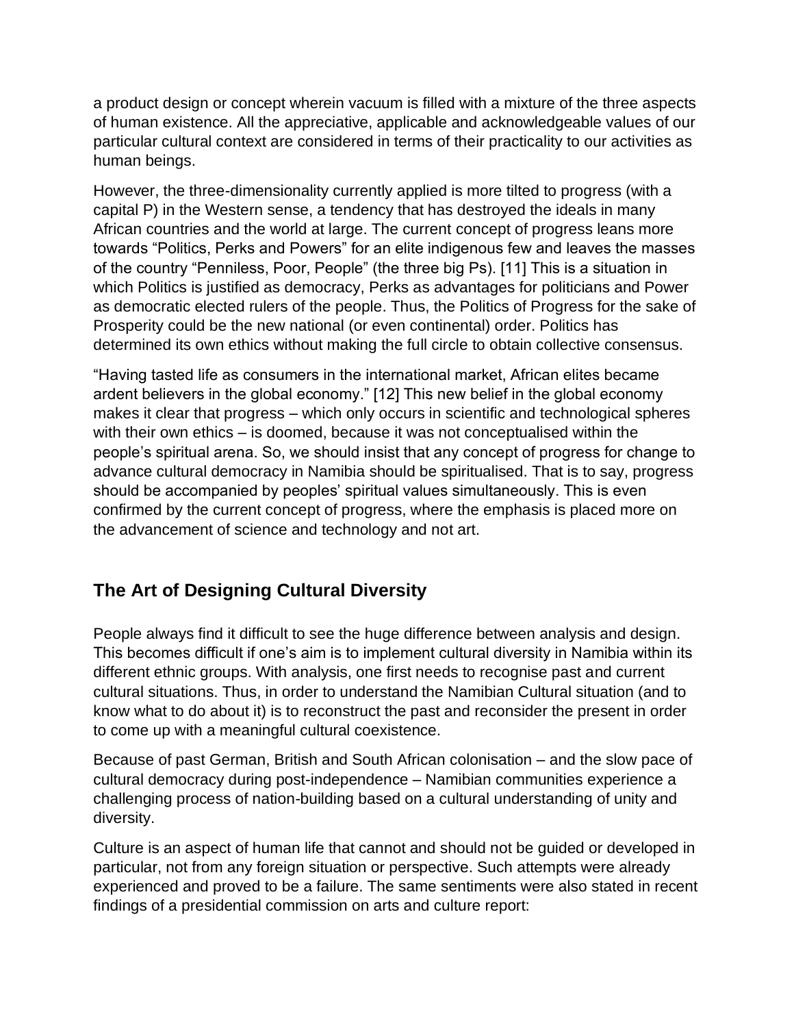a product design or concept wherein vacuum is filled with a mixture of the three aspects of human existence. All the appreciative, applicable and acknowledgeable values of our particular cultural context are considered in terms of their practicality to our activities as human beings.

However, the three-dimensionality currently applied is more tilted to progress (with a capital P) in the Western sense, a tendency that has destroyed the ideals in many African countries and the world at large. The current concept of progress leans more towards "Politics, Perks and Powers" for an elite indigenous few and leaves the masses of the country "Penniless, Poor, People" (the three big Ps). [11] This is a situation in which Politics is justified as democracy, Perks as advantages for politicians and Power as democratic elected rulers of the people. Thus, the Politics of Progress for the sake of Prosperity could be the new national (or even continental) order. Politics has determined its own ethics without making the full circle to obtain collective consensus.

"Having tasted life as consumers in the international market, African elites became ardent believers in the global economy." [12] This new belief in the global economy makes it clear that progress – which only occurs in scientific and technological spheres with their own ethics – is doomed, because it was not conceptualised within the people's spiritual arena. So, we should insist that any concept of progress for change to advance cultural democracy in Namibia should be spiritualised. That is to say, progress should be accompanied by peoples' spiritual values simultaneously. This is even confirmed by the current concept of progress, where the emphasis is placed more on the advancement of science and technology and not art.

## The Art of Designing Cultural Diversity

People always find it difficult to see the huge difference between analysis and design. This becomes difficult if one's aim is to implement cultural diversity in Namibia within its different ethnic groups. With analysis, one first needs to recognise past and current cultural situations. Thus, in order to understand the Namibian Cultural situation (and to know what to do about it) is to reconstruct the past and reconsider the present in order to come up with a meaningful cultural coexistence.

Because of past German, British and South African colonisation – and the slow pace of cultural democracy during post-independence – Namibian communities experience a challenging process of nation-building based on a cultural understanding of unity and diversity.

Culture is an aspect of human life that cannot and should not be guided or developed in particular, not from any foreign situation or perspective. Such attempts were already experienced and proved to be a failure. The same sentiments were also stated in recent findings of a presidential commission on arts and culture report: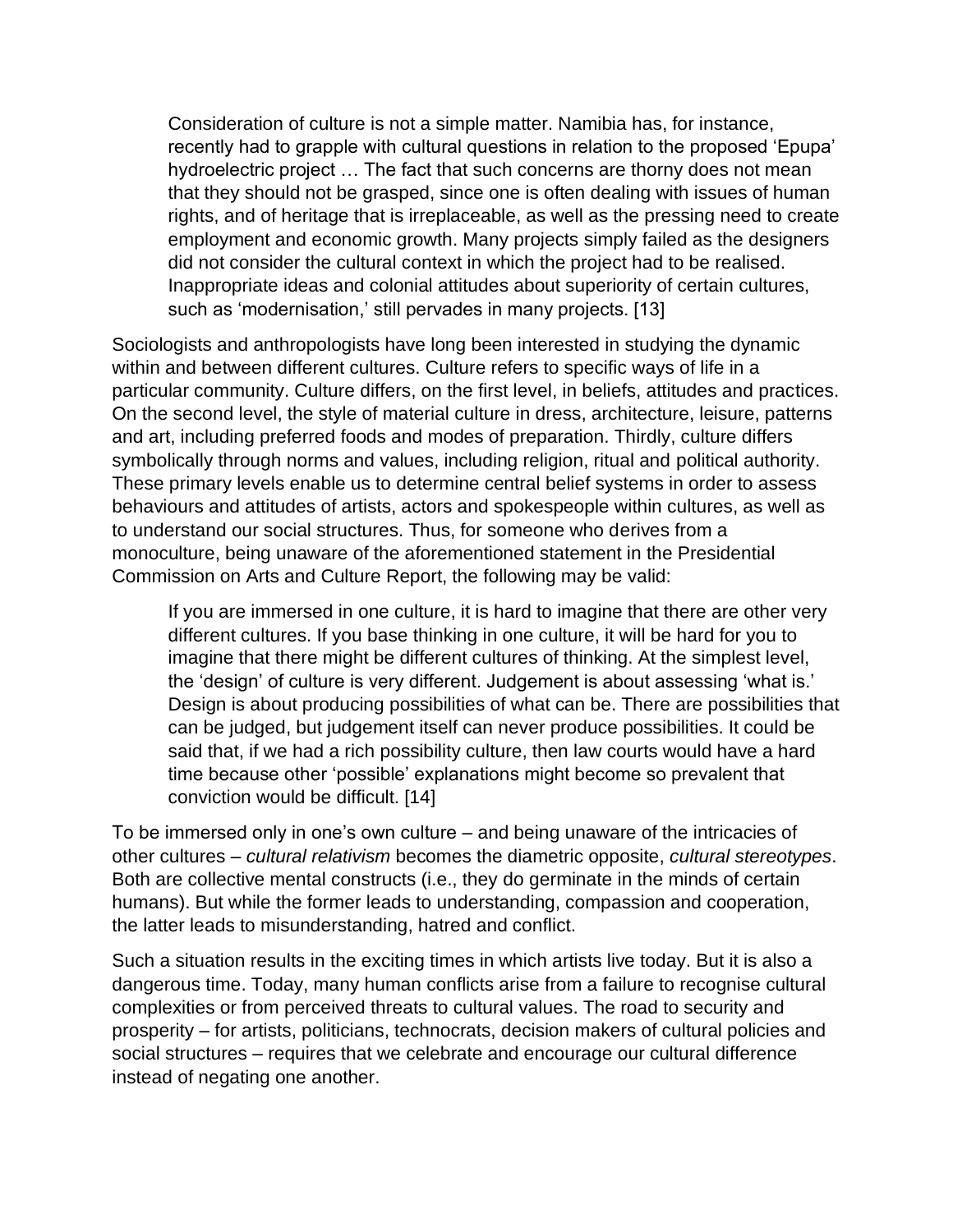> Consideration of culture is not a simple matter. Namibia has, for instance, recently had to grapple with cultural questions in relation to the proposed 'Epupa' hydroelectric project … The fact that such concerns are thorny does not mean that they should not be grasped, since one is often dealing with issues of human rights, and of heritage that is irreplaceable, as well as the pressing need to create employment and economic growth. Many projects simply failed as the designers did not consider the cultural context in which the project had to be realised. Inappropriate ideas and colonial attitudes about superiority of certain cultures, such as 'modernisation,' still pervades in many projects. [13]

Sociologists and anthropologists have long been interested in studying the dynamic within and between different cultures. Culture refers to specific ways of life in a particular community. Culture differs, on the first level, in beliefs, attitudes and practices. On the second level, the style of material culture in dress, architecture, leisure, patterns and art, including preferred foods and modes of preparation. Thirdly, culture differs symbolically through norms and values, including religion, ritual and political authority. These primary levels enable us to determine central belief systems in order to assess behaviours and attitudes of artists, actors and spokespeople within cultures, as well as to understand our social structures. Thus, for someone who derives from a monoculture, being unaware of the aforementioned statement in the Presidential Commission on Arts and Culture Report, the following may be valid:

> If you are immersed in one culture, it is hard to imagine that there are other very different cultures. If you base thinking in one culture, it will be hard for you to imagine that there might be different cultures of thinking. At the simplest level, the 'design' of culture is very different. Judgement is about assessing 'what is.' Design is about producing possibilities of what can be. There are possibilities that can be judged, but judgement itself can never produce possibilities. It could be said that, if we had a rich possibility culture, then law courts would have a hard time because other 'possible' explanations might become so prevalent that conviction would be difficult. [14]

To be immersed only in one's own culture – and being unaware of the intricacies of other cultures – *cultural relativism* becomes the diametric opposite, *cultural stereotypes*. Both are collective mental constructs (i.e., they do germinate in the minds of certain humans). But while the former leads to understanding, compassion and cooperation, the latter leads to misunderstanding, hatred and conflict.

Such a situation results in the exciting times in which artists live today. But it is also a dangerous time. Today, many human conflicts arise from a failure to recognise cultural complexities or from perceived threats to cultural values. The road to security and prosperity – for artists, politicians, technocrats, decision makers of cultural policies and social structures – requires that we celebrate and encourage our cultural difference instead of negating one another.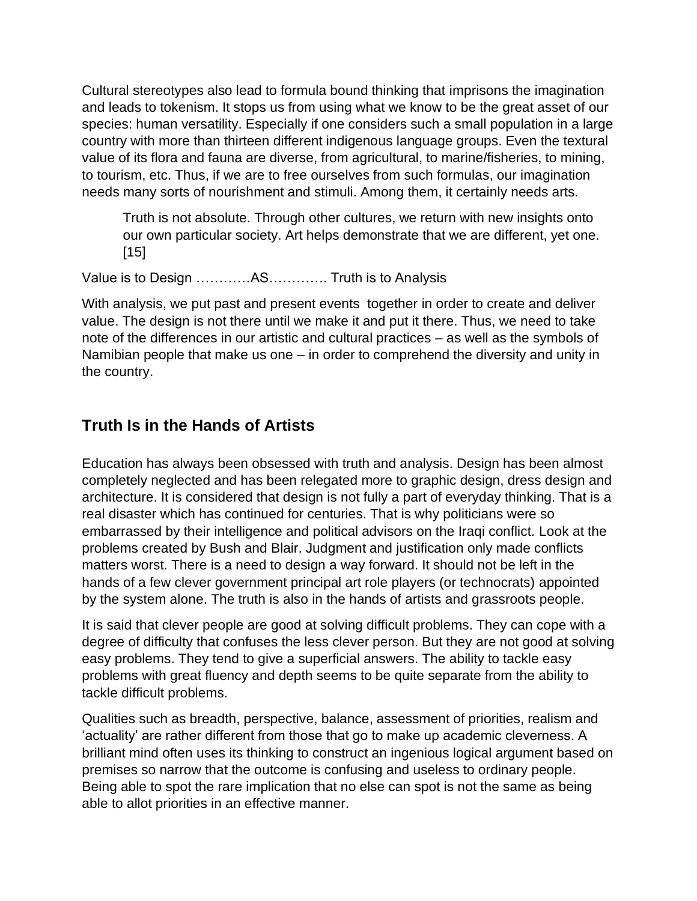Cultural stereotypes also lead to formula bound thinking that imprisons the imagination and leads to tokenism. It stops us from using what we know to be the great asset of our species: human versatility. Especially if one considers such a small population in a large country with more than thirteen different indigenous language groups. Even the textural value of its flora and fauna are diverse, from agricultural, to marine/fisheries, to mining, to tourism, etc. Thus, if we are to free ourselves from such formulas, our imagination needs many sorts of nourishment and stimuli. Among them, it certainly needs arts.

> Truth is not absolute. Through other cultures, we return with new insights onto our own particular society. Art helps demonstrate that we are different, yet one. [15]

Value is to Design …………AS…………. Truth is to Analysis

With analysis, we put past and present events together in order to create and deliver value. The design is not there until we make it and put it there. Thus, we need to take note of the differences in our artistic and cultural practices – as well as the symbols of Namibian people that make us one – in order to comprehend the diversity and unity in the country.

## Truth Is in the Hands of Artists

Education has always been obsessed with truth and analysis. Design has been almost completely neglected and has been relegated more to graphic design, dress design and architecture. It is considered that design is not fully a part of everyday thinking. That is a real disaster which has continued for centuries. That is why politicians were so embarrassed by their intelligence and political advisors on the Iraqi conflict. Look at the problems created by Bush and Blair. Judgment and justification only made conflicts matters worst. There is a need to design a way forward. It should not be left in the hands of a few clever government principal art role players (or technocrats) appointed by the system alone. The truth is also in the hands of artists and grassroots people.

It is said that clever people are good at solving difficult problems. They can cope with a degree of difficulty that confuses the less clever person. But they are not good at solving easy problems. They tend to give a superficial answers. The ability to tackle easy problems with great fluency and depth seems to be quite separate from the ability to tackle difficult problems.

Qualities such as breadth, perspective, balance, assessment of priorities, realism and 'actuality' are rather different from those that go to make up academic cleverness. A brilliant mind often uses its thinking to construct an ingenious logical argument based on premises so narrow that the outcome is confusing and useless to ordinary people. Being able to spot the rare implication that no else can spot is not the same as being able to allot priorities in an effective manner.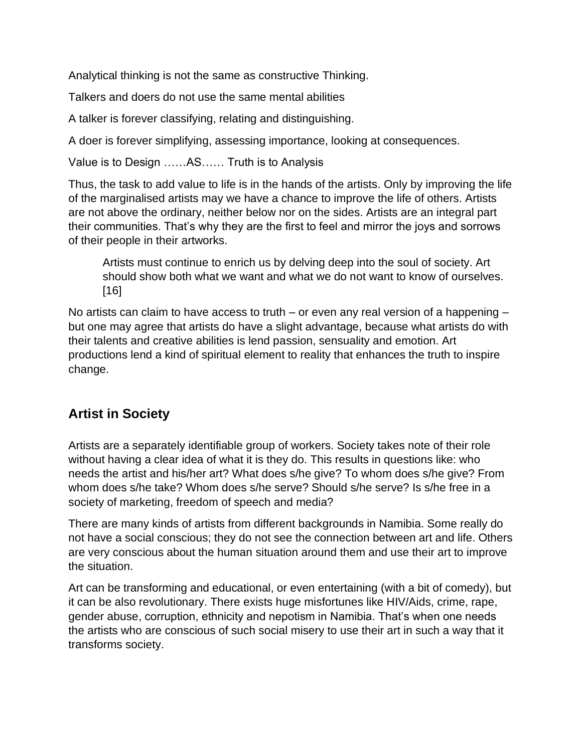Analytical thinking is not the same as constructive Thinking.

Talkers and doers do not use the same mental abilities

A talker is forever classifying, relating and distinguishing.

A doer is forever simplifying, assessing importance, looking at consequences.

Value is to Design ……AS…… Truth is to Analysis

Thus, the task to add value to life is in the hands of the artists. Only by improving the life of the marginalised artists may we have a chance to improve the life of others. Artists are not above the ordinary, neither below nor on the sides. Artists are an integral part their communities. That's why they are the first to feel and mirror the joys and sorrows of their people in their artworks.

> Artists must continue to enrich us by delving deep into the soul of society. Art should show both what we want and what we do not want to know of ourselves. [16]

No artists can claim to have access to truth – or even any real version of a happening – but one may agree that artists do have a slight advantage, because what artists do with their talents and creative abilities is lend passion, sensuality and emotion. Art productions lend a kind of spiritual element to reality that enhances the truth to inspire change.

## Artist in Society

Artists are a separately identifiable group of workers. Society takes note of their role without having a clear idea of what it is they do. This results in questions like: who needs the artist and his/her art? What does s/he give? To whom does s/he give? From whom does s/he take? Whom does s/he serve? Should s/he serve? Is s/he free in a society of marketing, freedom of speech and media?

There are many kinds of artists from different backgrounds in Namibia. Some really do not have a social conscious; they do not see the connection between art and life. Others are very conscious about the human situation around them and use their art to improve the situation.

Art can be transforming and educational, or even entertaining (with a bit of comedy), but it can be also revolutionary. There exists huge misfortunes like HIV/Aids, crime, rape, gender abuse, corruption, ethnicity and nepotism in Namibia. That's when one needs the artists who are conscious of such social misery to use their art in such a way that it transforms society.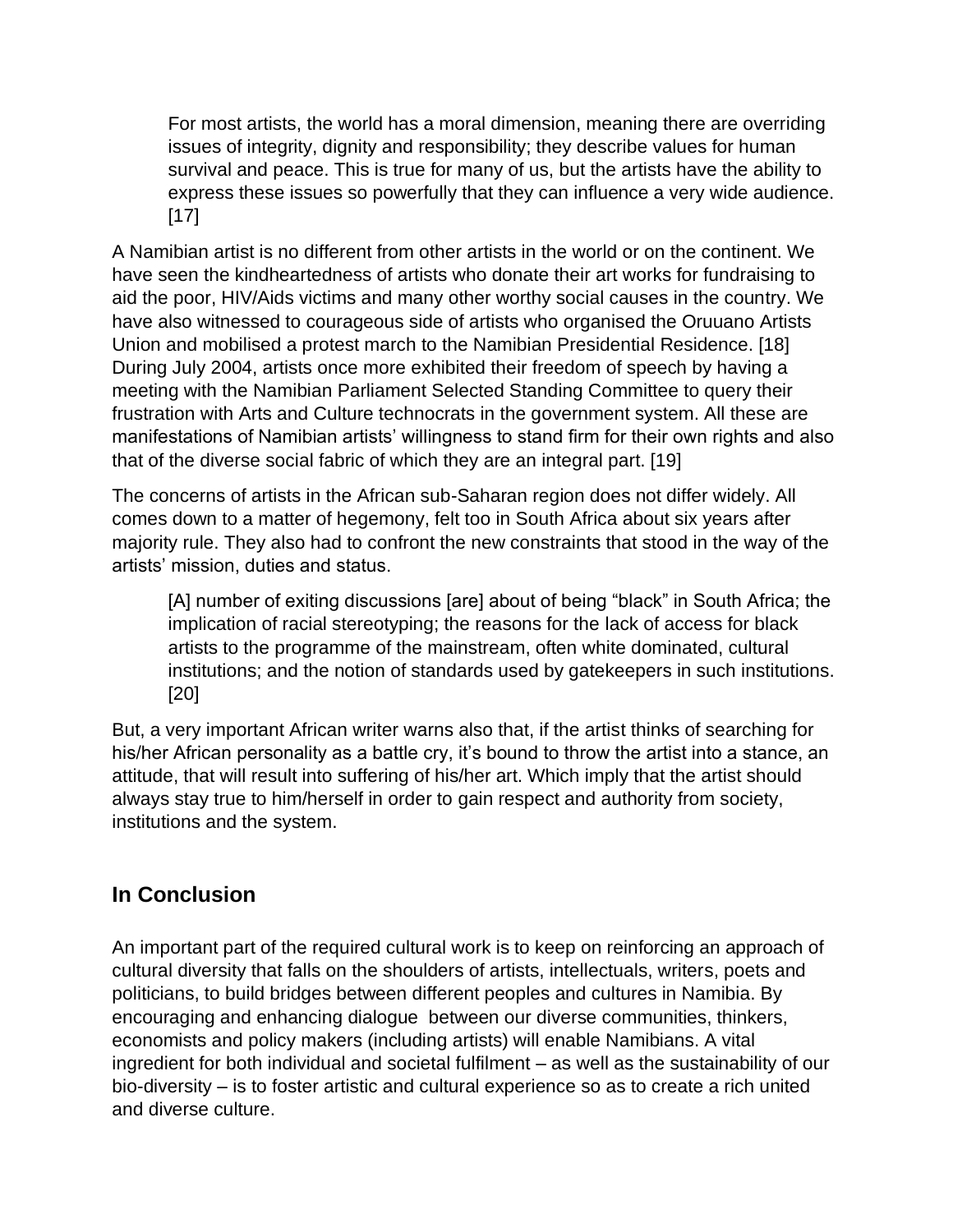> For most artists, the world has a moral dimension, meaning there are overriding issues of integrity, dignity and responsibility; they describe values for human survival and peace. This is true for many of us, but the artists have the ability to express these issues so powerfully that they can influence a very wide audience. [17]

A Namibian artist is no different from other artists in the world or on the continent. We have seen the kindheartedness of artists who donate their art works for fundraising to aid the poor, HIV/Aids victims and many other worthy social causes in the country. We have also witnessed to courageous side of artists who organised the Oruuano Artists Union and mobilised a protest march to the Namibian Presidential Residence. [18] During July 2004, artists once more exhibited their freedom of speech by having a meeting with the Namibian Parliament Selected Standing Committee to query their frustration with Arts and Culture technocrats in the government system. All these are manifestations of Namibian artists' willingness to stand firm for their own rights and also that of the diverse social fabric of which they are an integral part. [19]

The concerns of artists in the African sub-Saharan region does not differ widely. All comes down to a matter of hegemony, felt too in South Africa about six years after majority rule. They also had to confront the new constraints that stood in the way of the artists' mission, duties and status.

> [A] number of exiting discussions [are] about of being "black" in South Africa; the implication of racial stereotyping; the reasons for the lack of access for black artists to the programme of the mainstream, often white dominated, cultural institutions; and the notion of standards used by gatekeepers in such institutions. [20]

But, a very important African writer warns also that, if the artist thinks of searching for his/her African personality as a battle cry, it's bound to throw the artist into a stance, an attitude, that will result into suffering of his/her art. Which imply that the artist should always stay true to him/herself in order to gain respect and authority from society, institutions and the system.

## In Conclusion

An important part of the required cultural work is to keep on reinforcing an approach of cultural diversity that falls on the shoulders of artists, intellectuals, writers, poets and politicians, to build bridges between different peoples and cultures in Namibia. By encouraging and enhancing dialogue between our diverse communities, thinkers, economists and policy makers (including artists) will enable Namibians. A vital ingredient for both individual and societal fulfilment – as well as the sustainability of our bio-diversity – is to foster artistic and cultural experience so as to create a rich united and diverse culture.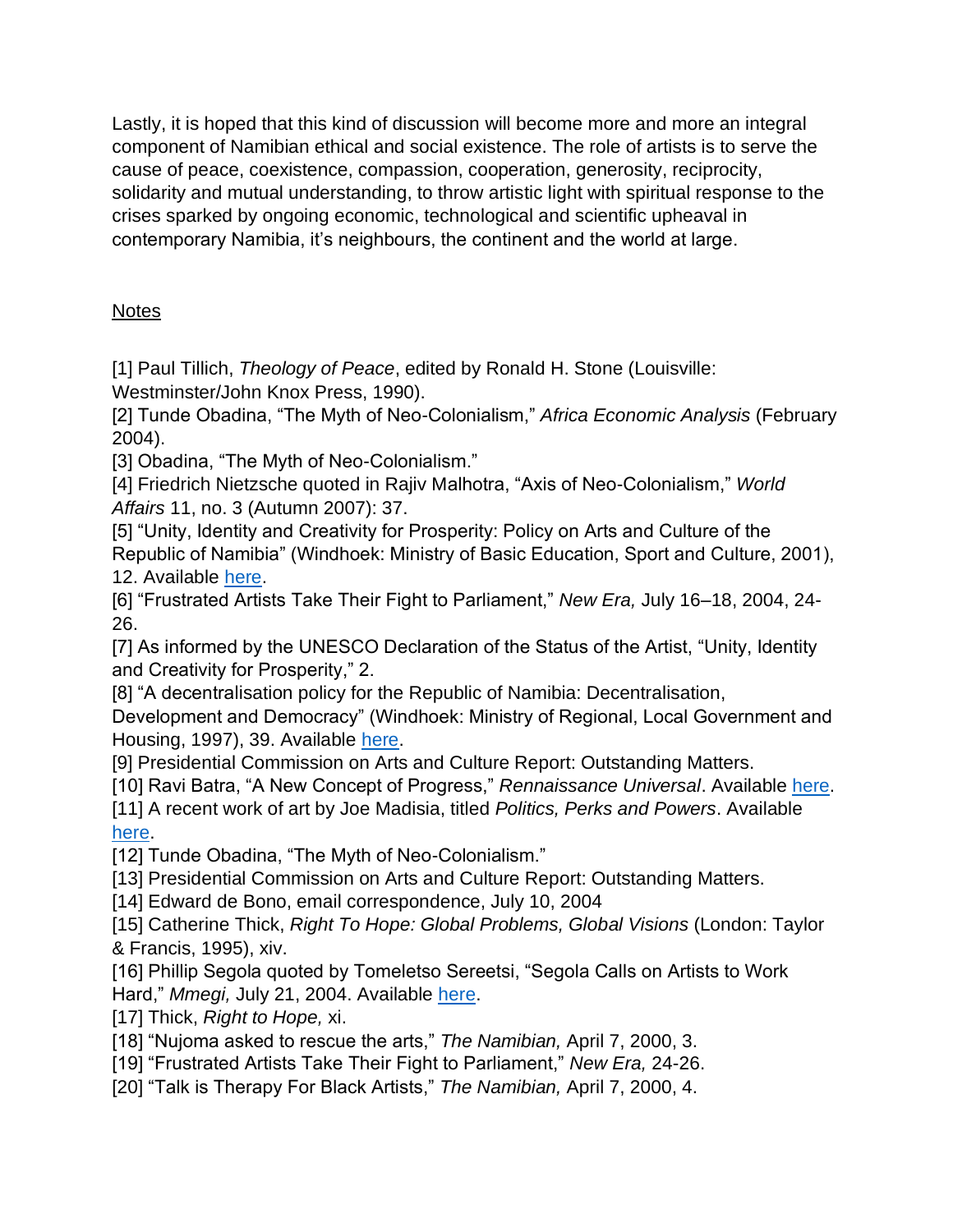Lastly, it is hoped that this kind of discussion will become more and more an integral component of Namibian ethical and social existence. The role of artists is to serve the cause of peace, coexistence, compassion, cooperation, generosity, reciprocity, solidarity and mutual understanding, to throw artistic light with spiritual response to the crises sparked by ongoing economic, technological and scientific upheaval in contemporary Namibia, it's neighbours, the continent and the world at large.

## Notes

[1] Paul Tillich, *Theology of Peace*, edited by Ronald H. Stone (Louisville: Westminster/John Knox Press, 1990).
[2] Tunde Obadina, "The Myth of Neo-Colonialism," *Africa Economic Analysis* (February 2004).
[3] Obadina, "The Myth of Neo-Colonialism."
[4] Friedrich Nietzsche quoted in Rajiv Malhotra, "Axis of Neo-Colonialism," *World Affairs* 11, no. 3 (Autumn 2007): 37.
[5] "Unity, Identity and Creativity for Prosperity: Policy on Arts and Culture of the Republic of Namibia" (Windhoek: Ministry of Basic Education, Sport and Culture, 2001), 12. Available here.
[6] "Frustrated Artists Take Their Fight to Parliament," *New Era,* July 16–18, 2004, 24-26.
[7] As informed by the UNESCO Declaration of the Status of the Artist, "Unity, Identity and Creativity for Prosperity," 2.
[8] "A decentralisation policy for the Republic of Namibia: Decentralisation, Development and Democracy" (Windhoek: Ministry of Regional, Local Government and Housing, 1997), 39. Available here.
[9] Presidential Commission on Arts and Culture Report: Outstanding Matters.
[10] Ravi Batra, "A New Concept of Progress," *Rennaissance Universal*. Available here.
[11] A recent work of art by Joe Madisia, titled *Politics, Perks and Powers*. Available here.
[12] Tunde Obadina, "The Myth of Neo-Colonialism."
[13] Presidential Commission on Arts and Culture Report: Outstanding Matters.
[14] Edward de Bono, email correspondence, July 10, 2004
[15] Catherine Thick, *Right To Hope: Global Problems, Global Visions* (London: Taylor & Francis, 1995), xiv.
[16] Phillip Segola quoted by Tomeletso Sereetsi, "Segola Calls on Artists to Work Hard," *Mmegi,* July 21, 2004. Available here.
[17] Thick, *Right to Hope,* xi.
[18] "Nujoma asked to rescue the arts," *The Namibian,* April 7, 2000, 3.
[19] "Frustrated Artists Take Their Fight to Parliament," *New Era,* 24-26.
[20] "Talk is Therapy For Black Artists," *The Namibian,* April 7, 2000, 4.